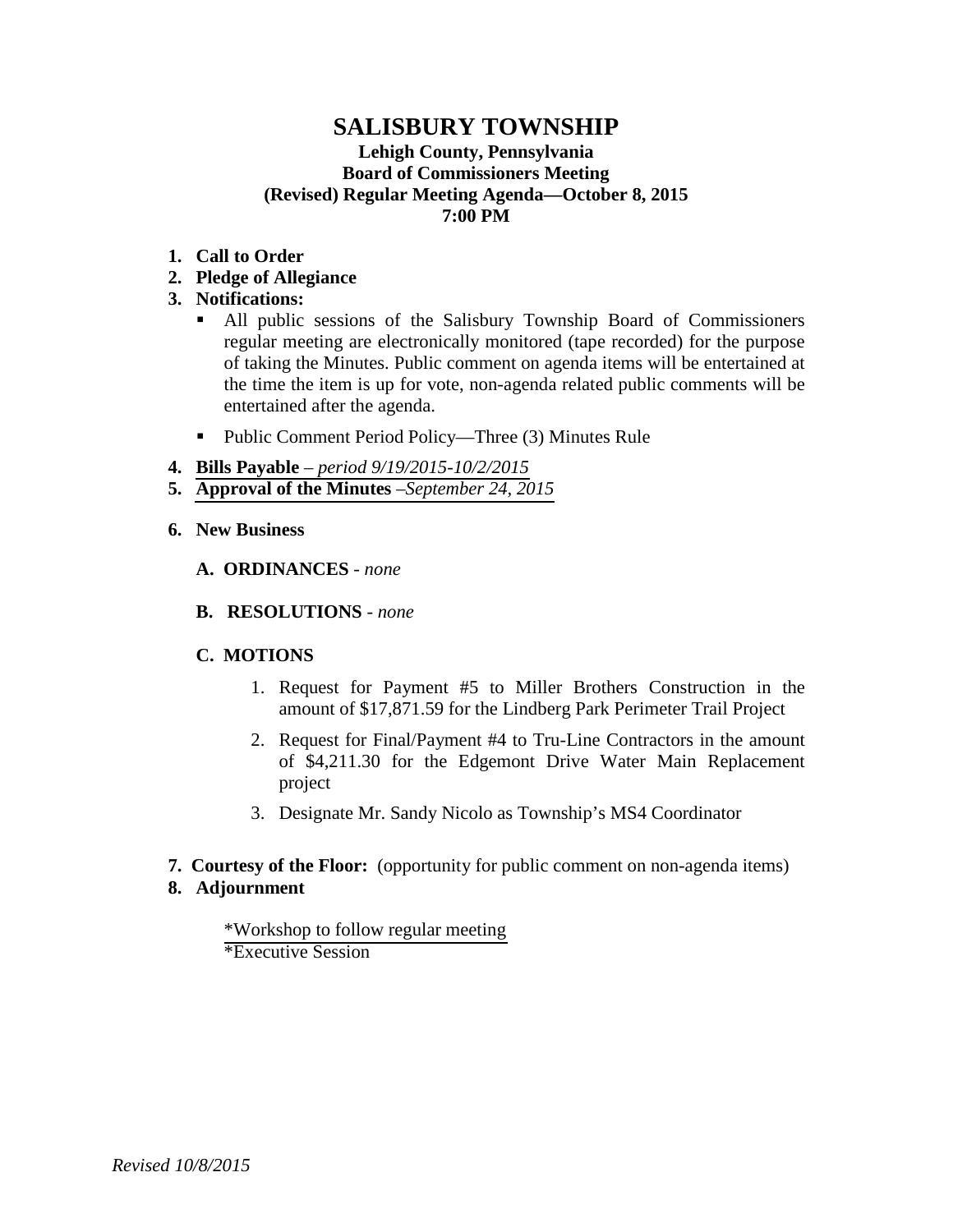# SALISBURY TOWNSHIP

**Lehigh County, Pennsylvania**
**Board of Commissioners Meeting**
**(Revised) Regular Meeting Agenda—October 8, 2015**
**7:00 PM**

1. **Call to Order**
2. **Pledge of Allegiance**
3. **Notifications:**
   - All public sessions of the Salisbury Township Board of Commissioners regular meeting are electronically monitored (tape recorded) for the purpose of taking the Minutes. Public comment on agenda items will be entertained at the time the item is up for vote, non-agenda related public comments will be entertained after the agenda.
   - Public Comment Period Policy—Three (3) Minutes Rule
4. **Bills Payable** – *period 9/19/2015-10/2/2015*
5. **Approval of the Minutes** –*September 24, 2015*
6. **New Business**

   **A. ORDINANCES** - *none*

   **B. RESOLUTIONS** - *none*

   **C. MOTIONS**

      1. Request for Payment #5 to Miller Brothers Construction in the amount of $17,871.59 for the Lindberg Park Perimeter Trail Project
      2. Request for Final/Payment #4 to Tru-Line Contractors in the amount of $4,211.30 for the Edgemont Drive Water Main Replacement project
      3. Designate Mr. Sandy Nicolo as Township's MS4 Coordinator

7. **Courtesy of the Floor:** (opportunity for public comment on non-agenda items)
8. **Adjournment**

*Workshop to follow regular meeting
*Executive Session

*Revised 10/8/2015*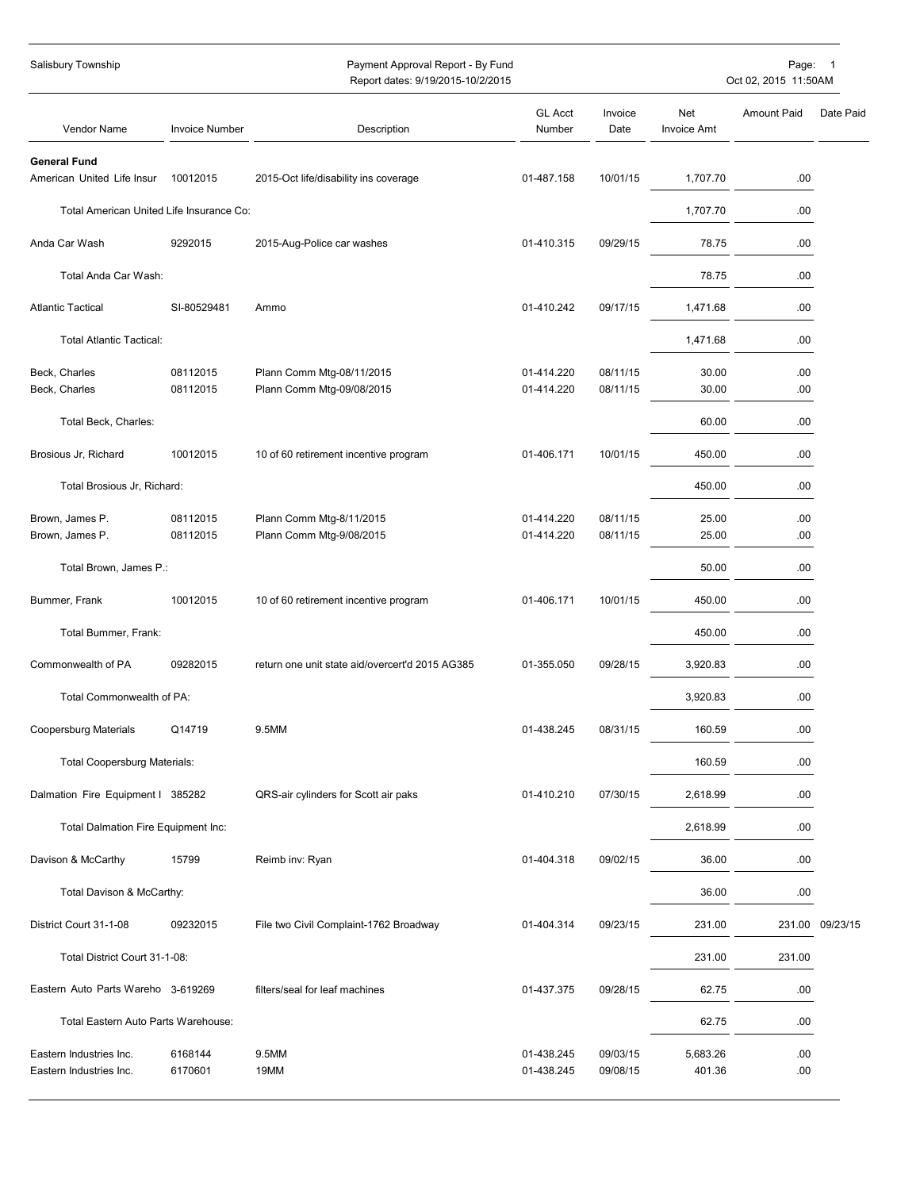Salisbury Township

Payment Approval Report - By Fund
Report dates: 9/19/2015-10/2/2015

Oct 02, 2015 11:50AM

| Vendor Name | Invoice Number | Description | GL Acct Number | Invoice Date | Net Invoice Amt | Amount Paid | Date Paid |
|---|---|---|---|---|---|---|---|
| **General Fund** | | | | | | | |
| American United Life Insur | 10012015 | 2015-Oct life/disability ins coverage | 01-487.158 | 10/01/15 | 1,707.70 | .00 | |
| Total American United Life Insurance Co: | | | | | 1,707.70 | .00 | |
| Anda Car Wash | 9292015 | 2015-Aug-Police car washes | 01-410.315 | 09/29/15 | 78.75 | .00 | |
| Total Anda Car Wash: | | | | | 78.75 | .00 | |
| Atlantic Tactical | SI-80529481 | Ammo | 01-410.242 | 09/17/15 | 1,471.68 | .00 | |
| Total Atlantic Tactical: | | | | | 1,471.68 | .00 | |
| Beck, Charles | 08112015 | Plann Comm Mtg-08/11/2015 | 01-414.220 | 08/11/15 | 30.00 | .00 | |
| Beck, Charles | 08112015 | Plann Comm Mtg-09/08/2015 | 01-414.220 | 08/11/15 | 30.00 | .00 | |
| Total Beck, Charles: | | | | | 60.00 | .00 | |
| Brosious Jr, Richard | 10012015 | 10 of 60 retirement incentive program | 01-406.171 | 10/01/15 | 450.00 | .00 | |
| Total Brosious Jr, Richard: | | | | | 450.00 | .00 | |
| Brown, James P. | 08112015 | Plann Comm Mtg-8/11/2015 | 01-414.220 | 08/11/15 | 25.00 | .00 | |
| Brown, James P. | 08112015 | Plann Comm Mtg-9/08/2015 | 01-414.220 | 08/11/15 | 25.00 | .00 | |
| Total Brown, James P.: | | | | | 50.00 | .00 | |
| Bummer, Frank | 10012015 | 10 of 60 retirement incentive program | 01-406.171 | 10/01/15 | 450.00 | .00 | |
| Total Bummer, Frank: | | | | | 450.00 | .00 | |
| Commonwealth of PA | 09282015 | return one unit state aid/overcert'd 2015 AG385 | 01-355.050 | 09/28/15 | 3,920.83 | .00 | |
| Total Commonwealth of PA: | | | | | 3,920.83 | .00 | |
| Coopersburg Materials | Q14719 | 9.5MM | 01-438.245 | 08/31/15 | 160.59 | .00 | |
| Total Coopersburg Materials: | | | | | 160.59 | .00 | |
| Dalmation Fire Equipment I | 385282 | QRS-air cylinders for Scott air paks | 01-410.210 | 07/30/15 | 2,618.99 | .00 | |
| Total Dalmation Fire Equipment Inc: | | | | | 2,618.99 | .00 | |
| Davison & McCarthy | 15799 | Reimb inv: Ryan | 01-404.318 | 09/02/15 | 36.00 | .00 | |
| Total Davison & McCarthy: | | | | | 36.00 | .00 | |
| District Court 31-1-08 | 09232015 | File two Civil Complaint-1762 Broadway | 01-404.314 | 09/23/15 | 231.00 | 231.00 | 09/23/15 |
| Total District Court 31-1-08: | | | | | 231.00 | 231.00 | |
| Eastern Auto Parts Wareho | 3-619269 | filters/seal for leaf machines | 01-437.375 | 09/28/15 | 62.75 | .00 | |
| Total Eastern Auto Parts Warehouse: | | | | | 62.75 | .00 | |
| Eastern Industries Inc. | 6168144 | 9.5MM | 01-438.245 | 09/03/15 | 5,683.26 | .00 | |
| Eastern Industries Inc. | 6170601 | 19MM | 01-438.245 | 09/08/15 | 401.36 | .00 | |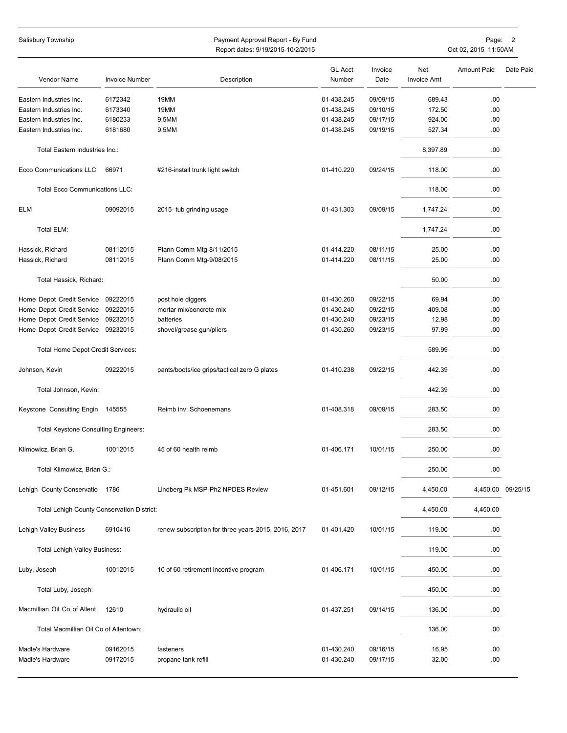| Vendor Name | Invoice Number | Description | GL Acct Number | Invoice Date | Net Invoice Amt | Amount Paid | Date Paid |
|---|---|---|---|---|---|---|---|
| Eastern Industries Inc. | 6172342 | 19MM | 01-438.245 | 09/09/15 | 689.43 | .00 | |
| Eastern Industries Inc. | 6173340 | 19MM | 01-438.245 | 09/10/15 | 172.50 | .00 | |
| Eastern Industries Inc. | 6180233 | 9.5MM | 01-438.245 | 09/17/15 | 924.00 | .00 | |
| Eastern Industries Inc. | 6181680 | 9.5MM | 01-438.245 | 09/19/15 | 527.34 | .00 | |
| Total Eastern Industries Inc.: | | | | | 8,397.89 | .00 | |
| Ecco Communications LLC | 66971 | #216-install trunk light switch | 01-410.220 | 09/24/15 | 118.00 | .00 | |
| Total Ecco Communications LLC: | | | | | 118.00 | .00 | |
| ELM | 09092015 | 2015- tub grinding usage | 01-431.303 | 09/09/15 | 1,747.24 | .00 | |
| Total ELM: | | | | | 1,747.24 | .00 | |
| Hassick, Richard | 08112015 | Plann Comm Mtg-8/11/2015 | 01-414.220 | 08/11/15 | 25.00 | .00 | |
| Hassick, Richard | 08112015 | Plann Comm Mtg-9/08/2015 | 01-414.220 | 08/11/15 | 25.00 | .00 | |
| Total Hassick, Richard: | | | | | 50.00 | .00 | |
| Home Depot Credit Service | 09222015 | post hole diggers | 01-430.260 | 09/22/15 | 69.94 | .00 | |
| Home Depot Credit Service | 09222015 | mortar mix/concrete mix | 01-430.240 | 09/22/15 | 409.08 | .00 | |
| Home Depot Credit Service | 09232015 | batteries | 01-430.240 | 09/23/15 | 12.98 | .00 | |
| Home Depot Credit Service | 09232015 | shovel/grease gun/pliers | 01-430.260 | 09/23/15 | 97.99 | .00 | |
| Total Home Depot Credit Services: | | | | | 589.99 | .00 | |
| Johnson, Kevin | 09222015 | pants/boots/ice grips/tactical zero G plates | 01-410.238 | 09/22/15 | 442.39 | .00 | |
| Total Johnson, Kevin: | | | | | 442.39 | .00 | |
| Keystone Consulting Engin | 145555 | Reimb inv: Schoenemans | 01-408.318 | 09/09/15 | 283.50 | .00 | |
| Total Keystone Consulting Engineers: | | | | | 283.50 | .00 | |
| Klimowicz, Brian G. | 10012015 | 45 of 60 health reimb | 01-406.171 | 10/01/15 | 250.00 | .00 | |
| Total Klimowicz, Brian G.: | | | | | 250.00 | .00 | |
| Lehigh County Conservatio | 1786 | Lindberg Pk MSP-Ph2 NPDES Review | 01-451.601 | 09/12/15 | 4,450.00 | 4,450.00 | 09/25/15 |
| Total Lehigh County Conservation District: | | | | | 4,450.00 | 4,450.00 | |
| Lehigh Valley Business | 6910416 | renew subscription for three years-2015, 2016, 2017 | 01-401.420 | 10/01/15 | 119.00 | .00 | |
| Total Lehigh Valley Business: | | | | | 119.00 | .00 | |
| Luby, Joseph | 10012015 | 10 of 60 retirement incentive program | 01-406.171 | 10/01/15 | 450.00 | .00 | |
| Total Luby, Joseph: | | | | | 450.00 | .00 | |
| Macmillian Oil Co of Allent | 12610 | hydraulic oil | 01-437.251 | 09/14/15 | 136.00 | .00 | |
| Total Macmillian Oil Co of Allentown: | | | | | 136.00 | .00 | |
| Madle's Hardware | 09162015 | fasteners | 01-430.240 | 09/16/15 | 16.95 | .00 | |
| Madle's Hardware | 09172015 | propane tank refill | 01-430.240 | 09/17/15 | 32.00 | .00 | |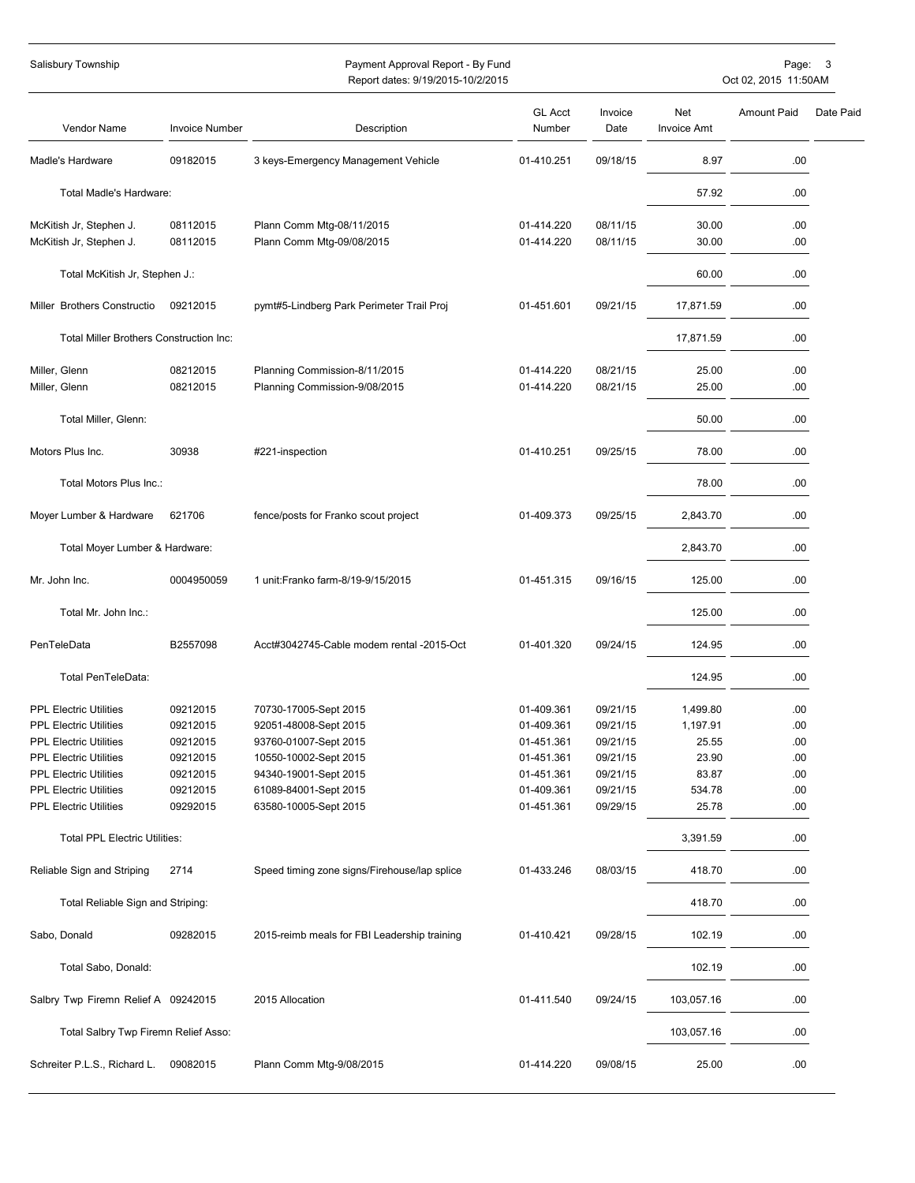| Vendor Name | Invoice Number | Description | GL Acct Number | Invoice Date | Net Invoice Amt | Amount Paid | Date Paid |
|---|---|---|---|---|---|---|---|
| Madle's Hardware | 09182015 | 3 keys-Emergency Management Vehicle | 01-410.251 | 09/18/15 | 8.97 | .00 | |
| Total Madle's Hardware: | | | | | 57.92 | .00 | |
| McKitish Jr, Stephen J. | 08112015 | Plann Comm Mtg-08/11/2015 | 01-414.220 | 08/11/15 | 30.00 | .00 | |
| McKitish Jr, Stephen J. | 08112015 | Plann Comm Mtg-09/08/2015 | 01-414.220 | 08/11/15 | 30.00 | .00 | |
| Total McKitish Jr, Stephen J.: | | | | | 60.00 | .00 | |
| Miller Brothers Constructio | 09212015 | pymt#5-Lindberg Park Perimeter Trail Proj | 01-451.601 | 09/21/15 | 17,871.59 | .00 | |
| Total Miller Brothers Construction Inc: | | | | | 17,871.59 | .00 | |
| Miller, Glenn | 08212015 | Planning Commission-8/11/2015 | 01-414.220 | 08/21/15 | 25.00 | .00 | |
| Miller, Glenn | 08212015 | Planning Commission-9/08/2015 | 01-414.220 | 08/21/15 | 25.00 | .00 | |
| Total Miller, Glenn: | | | | | 50.00 | .00 | |
| Motors Plus Inc. | 30938 | #221-inspection | 01-410.251 | 09/25/15 | 78.00 | .00 | |
| Total Motors Plus Inc.: | | | | | 78.00 | .00 | |
| Moyer Lumber & Hardware | 621706 | fence/posts for Franko scout project | 01-409.373 | 09/25/15 | 2,843.70 | .00 | |
| Total Moyer Lumber & Hardware: | | | | | 2,843.70 | .00 | |
| Mr. John Inc. | 0004950059 | 1 unit:Franko farm-8/19-9/15/2015 | 01-451.315 | 09/16/15 | 125.00 | .00 | |
| Total Mr. John Inc.: | | | | | 125.00 | .00 | |
| PenTeleData | B2557098 | Acct#3042745-Cable modem rental -2015-Oct | 01-401.320 | 09/24/15 | 124.95 | .00 | |
| Total PenTeleData: | | | | | 124.95 | .00 | |
| PPL Electric Utilities | 09212015 | 70730-17005-Sept 2015 | 01-409.361 | 09/21/15 | 1,499.80 | .00 | |
| PPL Electric Utilities | 09212015 | 92051-48008-Sept 2015 | 01-409.361 | 09/21/15 | 1,197.91 | .00 | |
| PPL Electric Utilities | 09212015 | 93760-01007-Sept 2015 | 01-451.361 | 09/21/15 | 25.55 | .00 | |
| PPL Electric Utilities | 09212015 | 10550-10002-Sept 2015 | 01-451.361 | 09/21/15 | 23.90 | .00 | |
| PPL Electric Utilities | 09212015 | 94340-19001-Sept 2015 | 01-451.361 | 09/21/15 | 83.87 | .00 | |
| PPL Electric Utilities | 09212015 | 61089-84001-Sept 2015 | 01-409.361 | 09/21/15 | 534.78 | .00 | |
| PPL Electric Utilities | 09292015 | 63580-10005-Sept 2015 | 01-451.361 | 09/29/15 | 25.78 | .00 | |
| Total PPL Electric Utilities: | | | | | 3,391.59 | .00 | |
| Reliable Sign and Striping | 2714 | Speed timing zone signs/Firehouse/lap splice | 01-433.246 | 08/03/15 | 418.70 | .00 | |
| Total Reliable Sign and Striping: | | | | | 418.70 | .00 | |
| Sabo, Donald | 09282015 | 2015-reimb meals for FBI Leadership training | 01-410.421 | 09/28/15 | 102.19 | .00 | |
| Total Sabo, Donald: | | | | | 102.19 | .00 | |
| Salbry Twp Firemn Relief A | 09242015 | 2015 Allocation | 01-411.540 | 09/24/15 | 103,057.16 | .00 | |
| Total Salbry Twp Firemn Relief Asso: | | | | | 103,057.16 | .00 | |
| Schreiter P.L.S., Richard L. | 09082015 | Plann Comm Mtg-9/08/2015 | 01-414.220 | 09/08/15 | 25.00 | .00 | |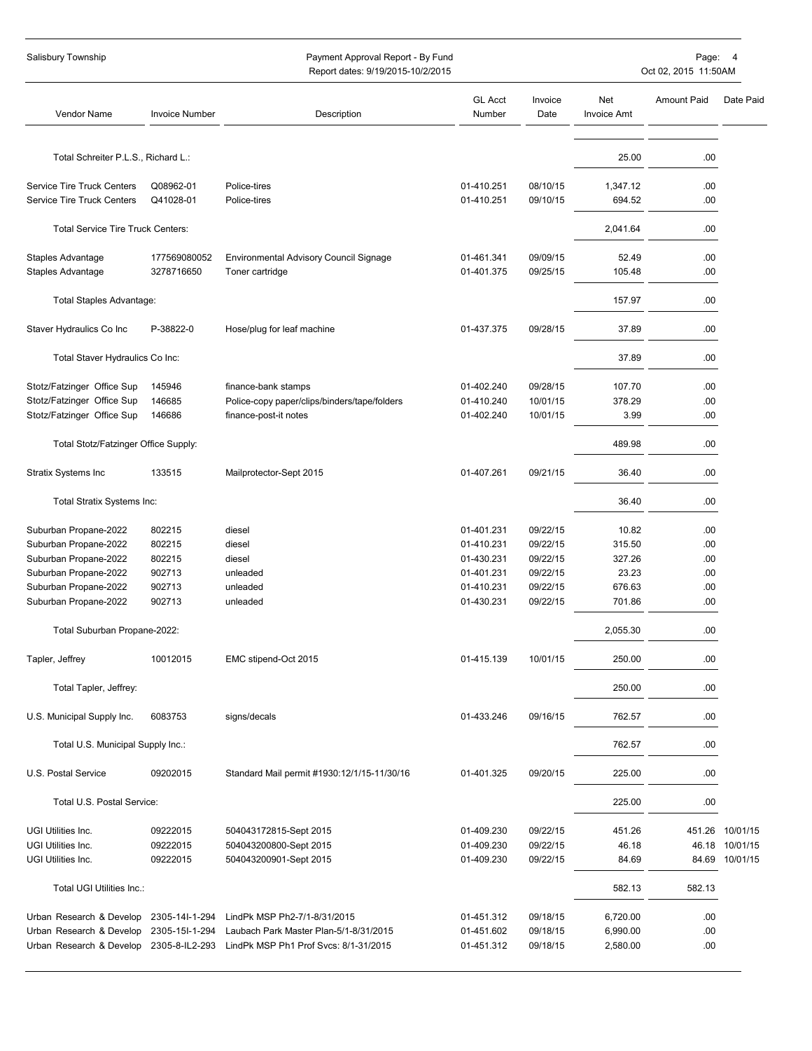| Vendor Name | Invoice Number | Description | GL Acct Number | Invoice Date | Net Invoice Amt | Amount Paid | Date Paid |
|---|---|---|---|---|---|---|---|
| Total Schreiter P.L.S., Richard L.: | | | | | 25.00 | .00 | |
| Service Tire Truck Centers | Q08962-01 | Police-tires | 01-410.251 | 08/10/15 | 1,347.12 | .00 | |
| Service Tire Truck Centers | Q41028-01 | Police-tires | 01-410.251 | 09/10/15 | 694.52 | .00 | |
| Total Service Tire Truck Centers: | | | | | 2,041.64 | .00 | |
| Staples Advantage | 177569080052 | Environmental Advisory Council Signage | 01-461.341 | 09/09/15 | 52.49 | .00 | |
| Staples Advantage | 3278716650 | Toner cartridge | 01-401.375 | 09/25/15 | 105.48 | .00 | |
| Total Staples Advantage: | | | | | 157.97 | .00 | |
| Staver Hydraulics Co Inc | P-38822-0 | Hose/plug for leaf machine | 01-437.375 | 09/28/15 | 37.89 | .00 | |
| Total Staver Hydraulics Co Inc: | | | | | 37.89 | .00 | |
| Stotz/Fatzinger Office Sup | 145946 | finance-bank stamps | 01-402.240 | 09/28/15 | 107.70 | .00 | |
| Stotz/Fatzinger Office Sup | 146685 | Police-copy paper/clips/binders/tape/folders | 01-410.240 | 10/01/15 | 378.29 | .00 | |
| Stotz/Fatzinger Office Sup | 146686 | finance-post-it notes | 01-402.240 | 10/01/15 | 3.99 | .00 | |
| Total Stotz/Fatzinger Office Supply: | | | | | 489.98 | .00 | |
| Stratix Systems Inc | 133515 | Mailprotector-Sept 2015 | 01-407.261 | 09/21/15 | 36.40 | .00 | |
| Total Stratix Systems Inc: | | | | | 36.40 | .00 | |
| Suburban Propane-2022 | 802215 | diesel | 01-401.231 | 09/22/15 | 10.82 | .00 | |
| Suburban Propane-2022 | 802215 | diesel | 01-410.231 | 09/22/15 | 315.50 | .00 | |
| Suburban Propane-2022 | 802215 | diesel | 01-430.231 | 09/22/15 | 327.26 | .00 | |
| Suburban Propane-2022 | 902713 | unleaded | 01-401.231 | 09/22/15 | 23.23 | .00 | |
| Suburban Propane-2022 | 902713 | unleaded | 01-410.231 | 09/22/15 | 676.63 | .00 | |
| Suburban Propane-2022 | 902713 | unleaded | 01-430.231 | 09/22/15 | 701.86 | .00 | |
| Total Suburban Propane-2022: | | | | | 2,055.30 | .00 | |
| Tapler, Jeffrey | 10012015 | EMC stipend-Oct 2015 | 01-415.139 | 10/01/15 | 250.00 | .00 | |
| Total Tapler, Jeffrey: | | | | | 250.00 | .00 | |
| U.S. Municipal Supply Inc. | 6083753 | signs/decals | 01-433.246 | 09/16/15 | 762.57 | .00 | |
| Total U.S. Municipal Supply Inc.: | | | | | 762.57 | .00 | |
| U.S. Postal Service | 09202015 | Standard Mail permit #1930:12/1/15-11/30/16 | 01-401.325 | 09/20/15 | 225.00 | .00 | |
| Total U.S. Postal Service: | | | | | 225.00 | .00 | |
| UGI Utilities Inc. | 09222015 | 504043172815-Sept 2015 | 01-409.230 | 09/22/15 | 451.26 | 451.26 | 10/01/15 |
| UGI Utilities Inc. | 09222015 | 504043200800-Sept 2015 | 01-409.230 | 09/22/15 | 46.18 | 46.18 | 10/01/15 |
| UGI Utilities Inc. | 09222015 | 504043200901-Sept 2015 | 01-409.230 | 09/22/15 | 84.69 | 84.69 | 10/01/15 |
| Total UGI Utilities Inc.: | | | | | 582.13 | 582.13 | |
| Urban Research & Develop | 2305-14I-1-294 | LindPk MSP Ph2-7/1-8/31/2015 | 01-451.312 | 09/18/15 | 6,720.00 | .00 | |
| Urban Research & Develop | 2305-15I-1-294 | Laubach Park Master Plan-5/1-8/31/2015 | 01-451.602 | 09/18/15 | 6,990.00 | .00 | |
| Urban Research & Develop | 2305-8-IL2-293 | LindPk MSP Ph1 Prof Svcs: 8/1-31/2015 | 01-451.312 | 09/18/15 | 2,580.00 | .00 | |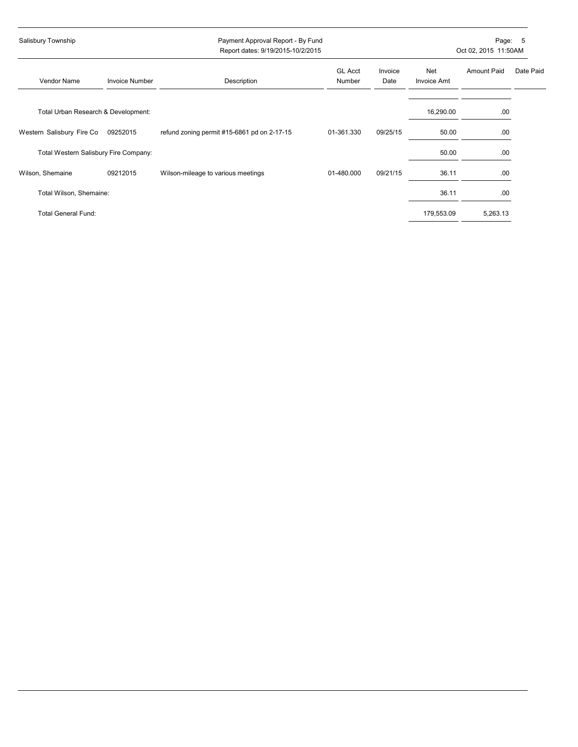Salisbury Township

Payment Approval Report - By Fund
Report dates: 9/19/2015-10/2/2015

Oct 02, 2015 11:50AM

| Vendor Name | Invoice Number | Description | GL Acct Number | Invoice Date | Net Invoice Amt | Amount Paid | Date Paid |
|---|---|---|---|---|---|---|---|
| Total Urban Research & Development: | | | | | 16,290.00 | .00 | |
| Western Salisbury Fire Co | 09252015 | refund zoning permit #15-6861 pd on 2-17-15 | 01-361.330 | 09/25/15 | 50.00 | .00 | |
| Total Western Salisbury Fire Company: | | | | | 50.00 | .00 | |
| Wilson, Shemaine | 09212015 | Wilson-mileage to various meetings | 01-480.000 | 09/21/15 | 36.11 | .00 | |
| Total Wilson, Shemaine: | | | | | 36.11 | .00 | |
| Total General Fund: | | | | | 179,553.09 | 5,263.13 | |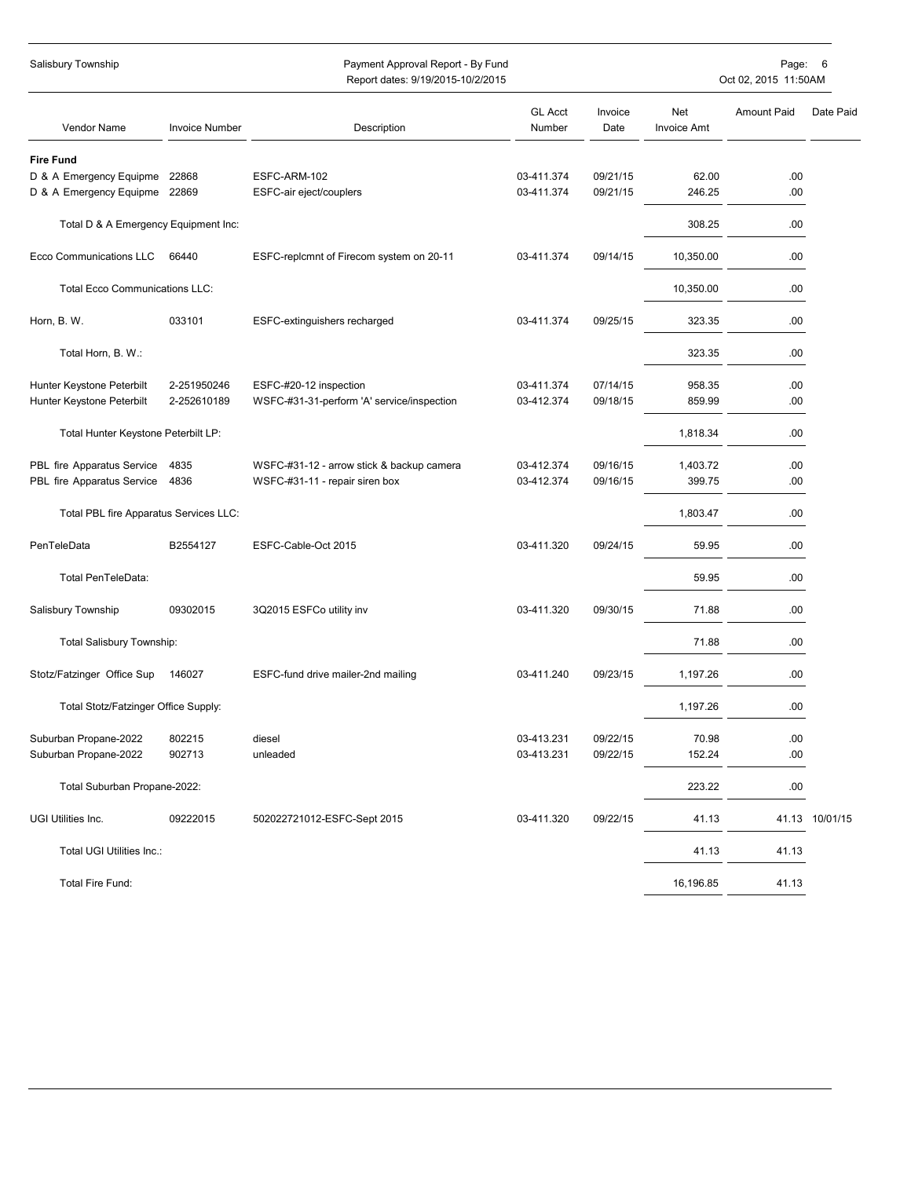Salisbury Township

Payment Approval Report - By Fund
Report dates: 9/19/2015-10/2/2015

Oct 02, 2015 11:50AM

| Vendor Name | Invoice Number | Description | GL Acct Number | Invoice Date | Net Invoice Amt | Amount Paid | Date Paid |
|---|---|---|---|---|---|---|---|
| **Fire Fund** | | | | | | | |
| D & A Emergency Equipme | 22868 | ESFC-ARM-102 | 03-411.374 | 09/21/15 | 62.00 | .00 | |
| D & A Emergency Equipme | 22869 | ESFC-air eject/couplers | 03-411.374 | 09/21/15 | 246.25 | .00 | |
| Total D & A Emergency Equipment Inc: | | | | | 308.25 | .00 | |
| Ecco Communications LLC | 66440 | ESFC-replcmnt of Firecom system on 20-11 | 03-411.374 | 09/14/15 | 10,350.00 | .00 | |
| Total Ecco Communications LLC: | | | | | 10,350.00 | .00 | |
| Horn, B. W. | 033101 | ESFC-extinguishers recharged | 03-411.374 | 09/25/15 | 323.35 | .00 | |
| Total Horn, B. W.: | | | | | 323.35 | .00 | |
| Hunter Keystone Peterbilt | 2-251950246 | ESFC-#20-12 inspection | 03-411.374 | 07/14/15 | 958.35 | .00 | |
| Hunter Keystone Peterbilt | 2-252610189 | WSFC-#31-31-perform 'A' service/inspection | 03-412.374 | 09/18/15 | 859.99 | .00 | |
| Total Hunter Keystone Peterbilt LP: | | | | | 1,818.34 | .00 | |
| PBL fire Apparatus Service | 4835 | WSFC-#31-12 - arrow stick & backup camera | 03-412.374 | 09/16/15 | 1,403.72 | .00 | |
| PBL fire Apparatus Service | 4836 | WSFC-#31-11 - repair siren box | 03-412.374 | 09/16/15 | 399.75 | .00 | |
| Total PBL fire Apparatus Services LLC: | | | | | 1,803.47 | .00 | |
| PenTeleData | B2554127 | ESFC-Cable-Oct 2015 | 03-411.320 | 09/24/15 | 59.95 | .00 | |
| Total PenTeleData: | | | | | 59.95 | .00 | |
| Salisbury Township | 09302015 | 3Q2015 ESFCo utility inv | 03-411.320 | 09/30/15 | 71.88 | .00 | |
| Total Salisbury Township: | | | | | 71.88 | .00 | |
| Stotz/Fatzinger Office Sup | 146027 | ESFC-fund drive mailer-2nd mailing | 03-411.240 | 09/23/15 | 1,197.26 | .00 | |
| Total Stotz/Fatzinger Office Supply: | | | | | 1,197.26 | .00 | |
| Suburban Propane-2022 | 802215 | diesel | 03-413.231 | 09/22/15 | 70.98 | .00 | |
| Suburban Propane-2022 | 902713 | unleaded | 03-413.231 | 09/22/15 | 152.24 | .00 | |
| Total Suburban Propane-2022: | | | | | 223.22 | .00 | |
| UGI Utilities Inc. | 09222015 | 502022721012-ESFC-Sept 2015 | 03-411.320 | 09/22/15 | 41.13 | 41.13 | 10/01/15 |
| Total UGI Utilities Inc.: | | | | | 41.13 | 41.13 | |
| Total Fire Fund: | | | | | 16,196.85 | 41.13 | |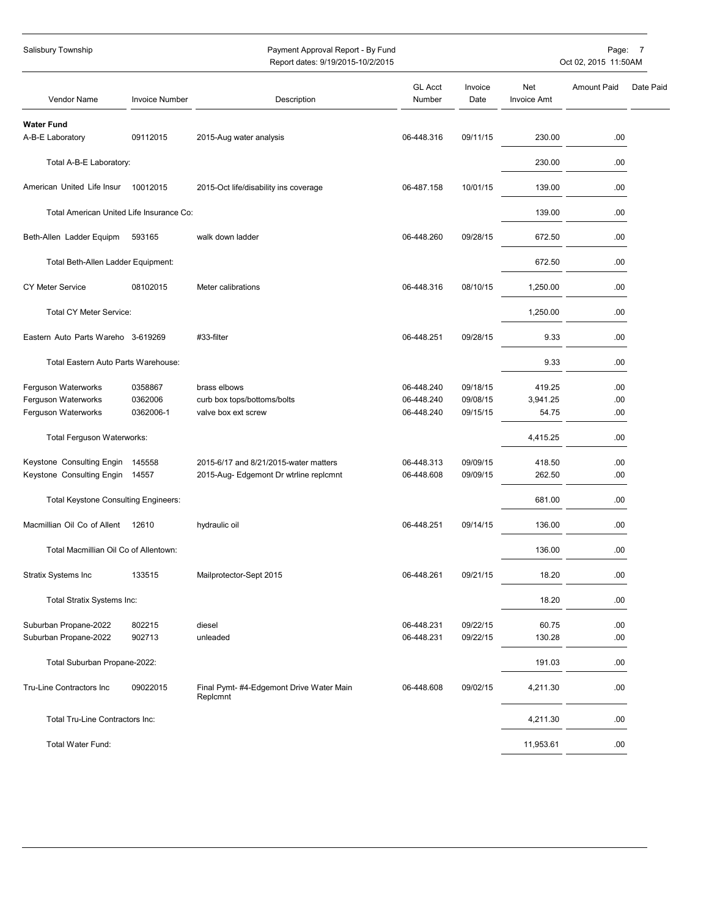Salisbury Township

Payment Approval Report - By Fund
Report dates: 9/19/2015-10/2/2015

Oct 02, 2015 11:50AM

| Vendor Name | Invoice Number | Description | GL Acct Number | Invoice Date | Net Invoice Amt | Amount Paid | Date Paid |
|---|---|---|---|---|---|---|---|
| **Water Fund** | | | | | | | |
| A-B-E Laboratory | 09112015 | 2015-Aug water analysis | 06-448.316 | 09/11/15 | 230.00 | .00 | |
| Total A-B-E Laboratory: | | | | | 230.00 | .00 | |
| American United Life Insur | 10012015 | 2015-Oct life/disability ins coverage | 06-487.158 | 10/01/15 | 139.00 | .00 | |
| Total American United Life Insurance Co: | | | | | 139.00 | .00 | |
| Beth-Allen Ladder Equipm | 593165 | walk down ladder | 06-448.260 | 09/28/15 | 672.50 | .00 | |
| Total Beth-Allen Ladder Equipment: | | | | | 672.50 | .00 | |
| CY Meter Service | 08102015 | Meter calibrations | 06-448.316 | 08/10/15 | 1,250.00 | .00 | |
| Total CY Meter Service: | | | | | 1,250.00 | .00 | |
| Eastern Auto Parts Wareho | 3-619269 | #33-filter | 06-448.251 | 09/28/15 | 9.33 | .00 | |
| Total Eastern Auto Parts Warehouse: | | | | | 9.33 | .00 | |
| Ferguson Waterworks | 0358867 | brass elbows | 06-448.240 | 09/18/15 | 419.25 | .00 | |
| Ferguson Waterworks | 0362006 | curb box tops/bottoms/bolts | 06-448.240 | 09/08/15 | 3,941.25 | .00 | |
| Ferguson Waterworks | 0362006-1 | valve box ext screw | 06-448.240 | 09/15/15 | 54.75 | .00 | |
| Total Ferguson Waterworks: | | | | | 4,415.25 | .00 | |
| Keystone Consulting Engin | 145558 | 2015-6/17 and 8/21/2015-water matters | 06-448.313 | 09/09/15 | 418.50 | .00 | |
| Keystone Consulting Engin | 14557 | 2015-Aug- Edgemont Dr wtrline replcmnt | 06-448.608 | 09/09/15 | 262.50 | .00 | |
| Total Keystone Consulting Engineers: | | | | | 681.00 | .00 | |
| Macmillian Oil Co of Allent | 12610 | hydraulic oil | 06-448.251 | 09/14/15 | 136.00 | .00 | |
| Total Macmillian Oil Co of Allentown: | | | | | 136.00 | .00 | |
| Stratix Systems Inc | 133515 | Mailprotector-Sept 2015 | 06-448.261 | 09/21/15 | 18.20 | .00 | |
| Total Stratix Systems Inc: | | | | | 18.20 | .00 | |
| Suburban Propane-2022 | 802215 | diesel | 06-448.231 | 09/22/15 | 60.75 | .00 | |
| Suburban Propane-2022 | 902713 | unleaded | 06-448.231 | 09/22/15 | 130.28 | .00 | |
| Total Suburban Propane-2022: | | | | | 191.03 | .00 | |
| Tru-Line Contractors Inc | 09022015 | Final Pymt- #4-Edgemont Drive Water Main Replcmnt | 06-448.608 | 09/02/15 | 4,211.30 | .00 | |
| Total Tru-Line Contractors Inc: | | | | | 4,211.30 | .00 | |
| Total Water Fund: | | | | | 11,953.61 | .00 | |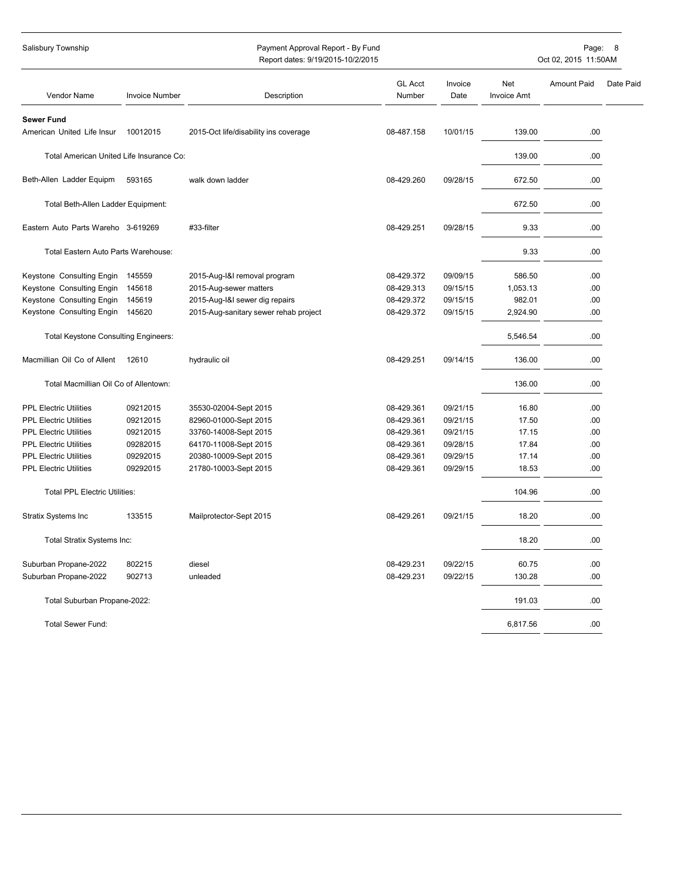Salisbury Township

Payment Approval Report - By Fund
Report dates: 9/19/2015-10/2/2015

Oct 02, 2015 11:50AM

| Vendor Name | Invoice Number | Description | GL Acct Number | Invoice Date | Net Invoice Amt | Amount Paid | Date Paid |
|---|---|---|---|---|---|---|---|
| **Sewer Fund** | | | | | | | |
| American United Life Insur | 10012015 | 2015-Oct life/disability ins coverage | 08-487.158 | 10/01/15 | 139.00 | .00 | |
| Total American United Life Insurance Co: | | | | | 139.00 | .00 | |
| Beth-Allen Ladder Equipm | 593165 | walk down ladder | 08-429.260 | 09/28/15 | 672.50 | .00 | |
| Total Beth-Allen Ladder Equipment: | | | | | 672.50 | .00 | |
| Eastern Auto Parts Wareho | 3-619269 | #33-filter | 08-429.251 | 09/28/15 | 9.33 | .00 | |
| Total Eastern Auto Parts Warehouse: | | | | | 9.33 | .00 | |
| Keystone Consulting Engin | 145559 | 2015-Aug-I&I removal program | 08-429.372 | 09/09/15 | 586.50 | .00 | |
| Keystone Consulting Engin | 145618 | 2015-Aug-sewer matters | 08-429.313 | 09/15/15 | 1,053.13 | .00 | |
| Keystone Consulting Engin | 145619 | 2015-Aug-I&I sewer dig repairs | 08-429.372 | 09/15/15 | 982.01 | .00 | |
| Keystone Consulting Engin | 145620 | 2015-Aug-sanitary sewer rehab project | 08-429.372 | 09/15/15 | 2,924.90 | .00 | |
| Total Keystone Consulting Engineers: | | | | | 5,546.54 | .00 | |
| Macmillian Oil Co of Allent | 12610 | hydraulic oil | 08-429.251 | 09/14/15 | 136.00 | .00 | |
| Total Macmillian Oil Co of Allentown: | | | | | 136.00 | .00 | |
| PPL Electric Utilities | 09212015 | 35530-02004-Sept 2015 | 08-429.361 | 09/21/15 | 16.80 | .00 | |
| PPL Electric Utilities | 09212015 | 82960-01000-Sept 2015 | 08-429.361 | 09/21/15 | 17.50 | .00 | |
| PPL Electric Utilities | 09212015 | 33760-14008-Sept 2015 | 08-429.361 | 09/21/15 | 17.15 | .00 | |
| PPL Electric Utilities | 09282015 | 64170-11008-Sept 2015 | 08-429.361 | 09/28/15 | 17.84 | .00 | |
| PPL Electric Utilities | 09292015 | 20380-10009-Sept 2015 | 08-429.361 | 09/29/15 | 17.14 | .00 | |
| PPL Electric Utilities | 09292015 | 21780-10003-Sept 2015 | 08-429.361 | 09/29/15 | 18.53 | .00 | |
| Total PPL Electric Utilities: | | | | | 104.96 | .00 | |
| Stratix Systems Inc | 133515 | Mailprotector-Sept 2015 | 08-429.261 | 09/21/15 | 18.20 | .00 | |
| Total Stratix Systems Inc: | | | | | 18.20 | .00 | |
| Suburban Propane-2022 | 802215 | diesel | 08-429.231 | 09/22/15 | 60.75 | .00 | |
| Suburban Propane-2022 | 902713 | unleaded | 08-429.231 | 09/22/15 | 130.28 | .00 | |
| Total Suburban Propane-2022: | | | | | 191.03 | .00 | |
| Total Sewer Fund: | | | | | 6,817.56 | .00 | |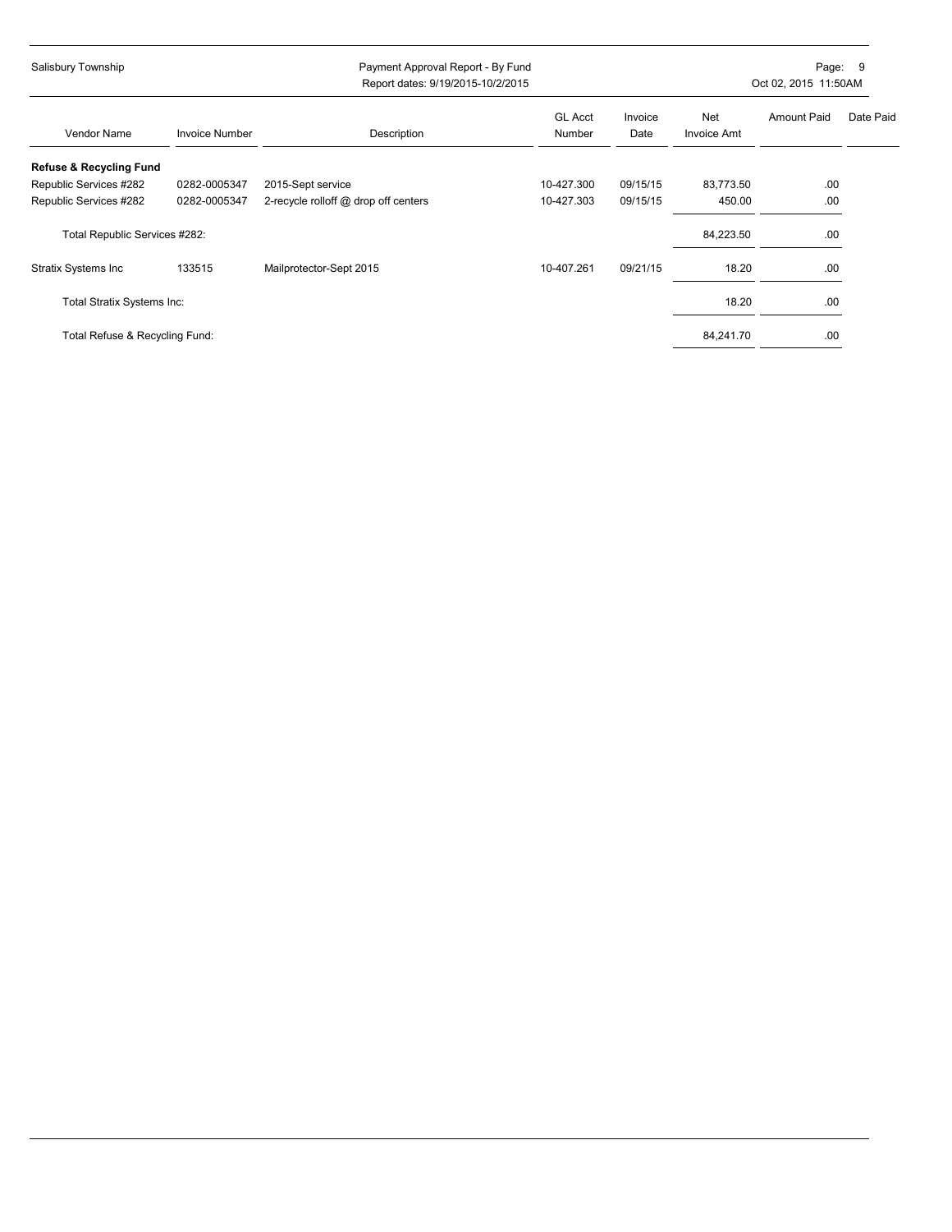| Vendor Name | Invoice Number | Description | GL Acct Number | Invoice Date | Net Invoice Amt | Amount Paid | Date Paid |
|---|---|---|---|---|---|---|---|
| **Refuse & Recycling Fund** | | | | | | | |
| Republic Services #282 | 0282-0005347 | 2015-Sept service | 10-427.300 | 09/15/15 | 83,773.50 | .00 | |
| Republic Services #282 | 0282-0005347 | 2-recycle rolloff @ drop off centers | 10-427.303 | 09/15/15 | 450.00 | .00 | |
| Total Republic Services #282: | | | | | 84,223.50 | .00 | |
| Stratix Systems Inc | 133515 | Mailprotector-Sept 2015 | 10-407.261 | 09/21/15 | 18.20 | .00 | |
| Total Stratix Systems Inc: | | | | | 18.20 | .00 | |
| Total Refuse & Recycling Fund: | | | | | 84,241.70 | .00 | |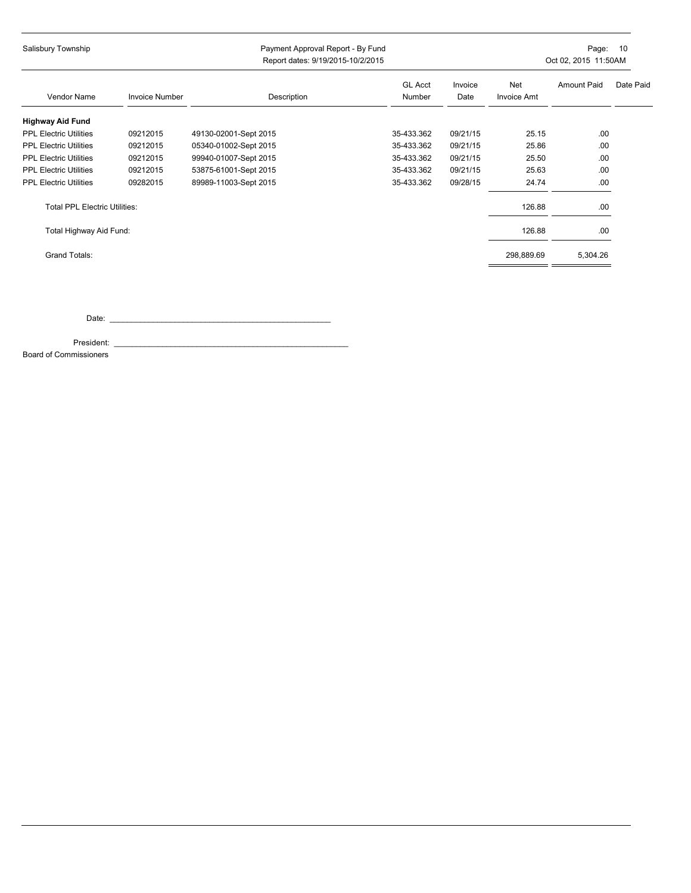Salisbury Township

Payment Approval Report - By Fund

Report dates: 9/19/2015-10/2/2015

| Vendor Name | Invoice Number | Description | GL Acct Number | Invoice Date | Net Invoice Amt | Amount Paid | Date Paid |
|---|---|---|---|---|---|---|---|
| **Highway Aid Fund** | | | | | | | |
| PPL Electric Utilities | 09212015 | 49130-02001-Sept 2015 | 35-433.362 | 09/21/15 | 25.15 | .00 | |
| PPL Electric Utilities | 09212015 | 05340-01002-Sept 2015 | 35-433.362 | 09/21/15 | 25.86 | .00 | |
| PPL Electric Utilities | 09212015 | 99940-01007-Sept 2015 | 35-433.362 | 09/21/15 | 25.50 | .00 | |
| PPL Electric Utilities | 09212015 | 53875-61001-Sept 2015 | 35-433.362 | 09/21/15 | 25.63 | .00 | |
| PPL Electric Utilities | 09282015 | 89989-11003-Sept 2015 | 35-433.362 | 09/28/15 | 24.74 | .00 | |
| Total PPL Electric Utilities: | | | | | 126.88 | .00 | |
| Total Highway Aid Fund: | | | | | 126.88 | .00 | |
| Grand Totals: | | | | | 298,889.69 | 5,304.26 | |

Date: ______________________________________________

President: ______________________________________________

Board of Commissioners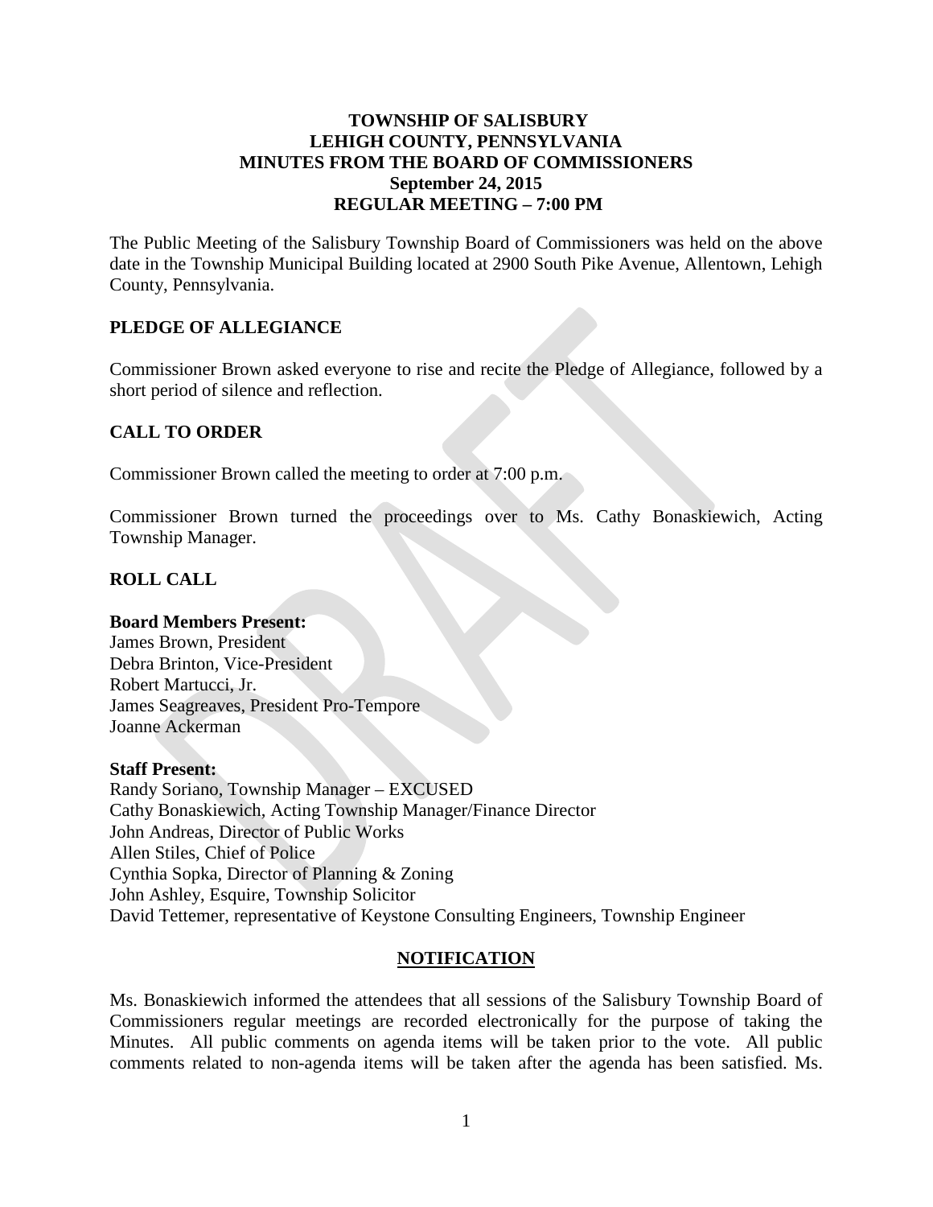**TOWNSHIP OF SALISBURY**
**LEHIGH COUNTY, PENNSYLVANIA**
**MINUTES FROM THE BOARD OF COMMISSIONERS**
**September 24, 2015**
**REGULAR MEETING – 7:00 PM**

The Public Meeting of the Salisbury Township Board of Commissioners was held on the above date in the Township Municipal Building located at 2900 South Pike Avenue, Allentown, Lehigh County, Pennsylvania.

## PLEDGE OF ALLEGIANCE

Commissioner Brown asked everyone to rise and recite the Pledge of Allegiance, followed by a short period of silence and reflection.

## CALL TO ORDER

Commissioner Brown called the meeting to order at 7:00 p.m.

Commissioner Brown turned the proceedings over to Ms. Cathy Bonaskiewich, Acting Township Manager.

## ROLL CALL

**Board Members Present:**
James Brown, President
Debra Brinton, Vice-President
Robert Martucci, Jr.
James Seagreaves, President Pro-Tempore
Joanne Ackerman

**Staff Present:**
Randy Soriano, Township Manager – EXCUSED
Cathy Bonaskiewich, Acting Township Manager/Finance Director
John Andreas, Director of Public Works
Allen Stiles, Chief of Police
Cynthia Sopka, Director of Planning & Zoning
John Ashley, Esquire, Township Solicitor
David Tettemer, representative of Keystone Consulting Engineers, Township Engineer

## NOTIFICATION

Ms. Bonaskiewich informed the attendees that all sessions of the Salisbury Township Board of Commissioners regular meetings are recorded electronically for the purpose of taking the Minutes. All public comments on agenda items will be taken prior to the vote. All public comments related to non-agenda items will be taken after the agenda has been satisfied. Ms.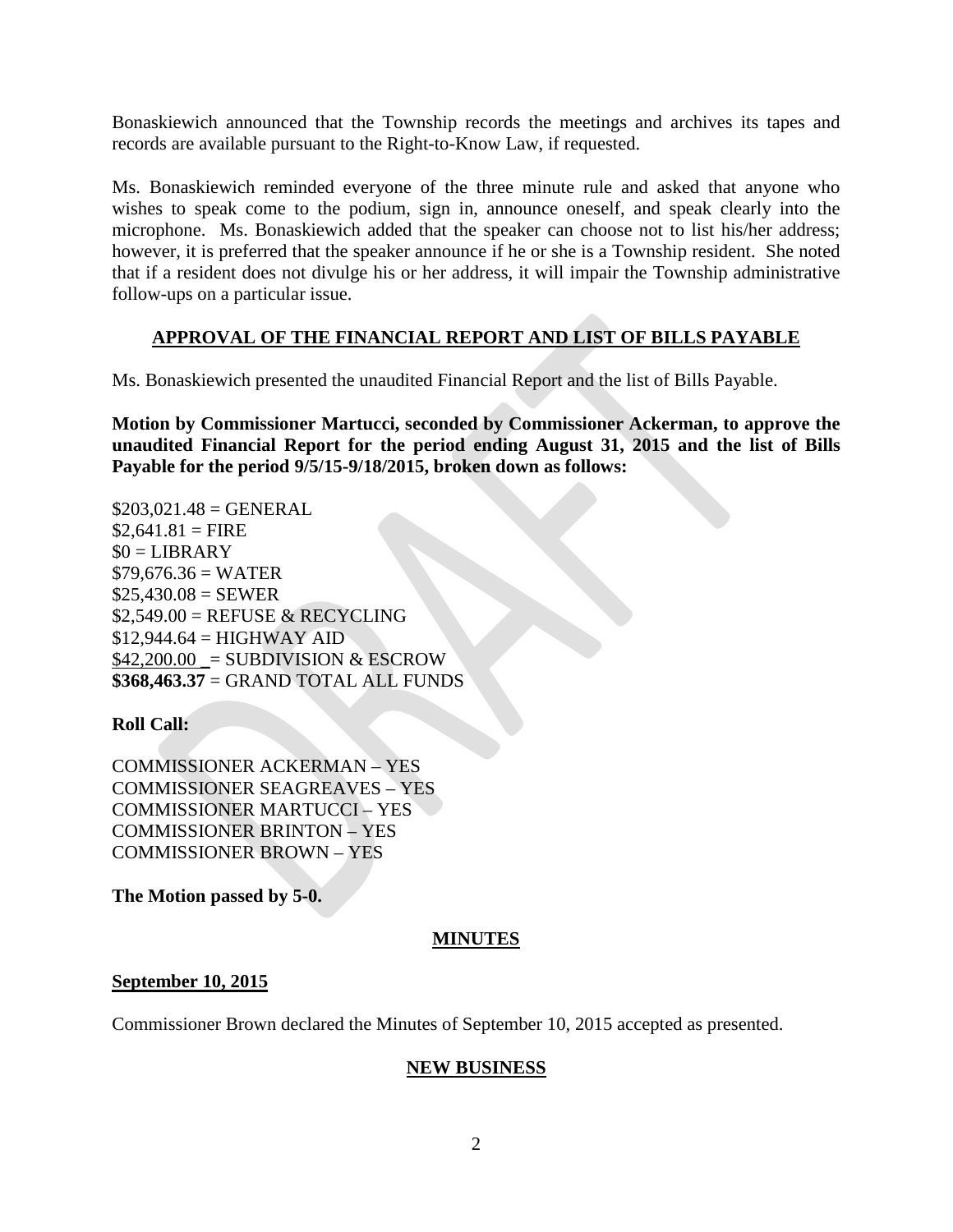Bonaskiewich announced that the Township records the meetings and archives its tapes and records are available pursuant to the Right-to-Know Law, if requested.

Ms. Bonaskiewich reminded everyone of the three minute rule and asked that anyone who wishes to speak come to the podium, sign in, announce oneself, and speak clearly into the microphone. Ms. Bonaskiewich added that the speaker can choose not to list his/her address; however, it is preferred that the speaker announce if he or she is a Township resident. She noted that if a resident does not divulge his or her address, it will impair the Township administrative follow-ups on a particular issue.

## APPROVAL OF THE FINANCIAL REPORT AND LIST OF BILLS PAYABLE

Ms. Bonaskiewich presented the unaudited Financial Report and the list of Bills Payable.

**Motion by Commissioner Martucci, seconded by Commissioner Ackerman, to approve the unaudited Financial Report for the period ending August 31, 2015 and the list of Bills Payable for the period 9/5/15-9/18/2015, broken down as follows:**

$203,021.48 = GENERAL
$2,641.81 = FIRE
$0 = LIBRARY
$79,676.36 = WATER
$25,430.08 = SEWER
$2,549.00 = REFUSE & RECYCLING
$12,944.64 = HIGHWAY AID
$42,200.00 _= SUBDIVISION & ESCROW
**$368,463.37** = GRAND TOTAL ALL FUNDS

**Roll Call:**

COMMISSIONER ACKERMAN – YES
COMMISSIONER SEAGREAVES – YES
COMMISSIONER MARTUCCI – YES
COMMISSIONER BRINTON – YES
COMMISSIONER BROWN – YES

**The Motion passed by 5-0.**

## MINUTES

### September 10, 2015

Commissioner Brown declared the Minutes of September 10, 2015 accepted as presented.

## NEW BUSINESS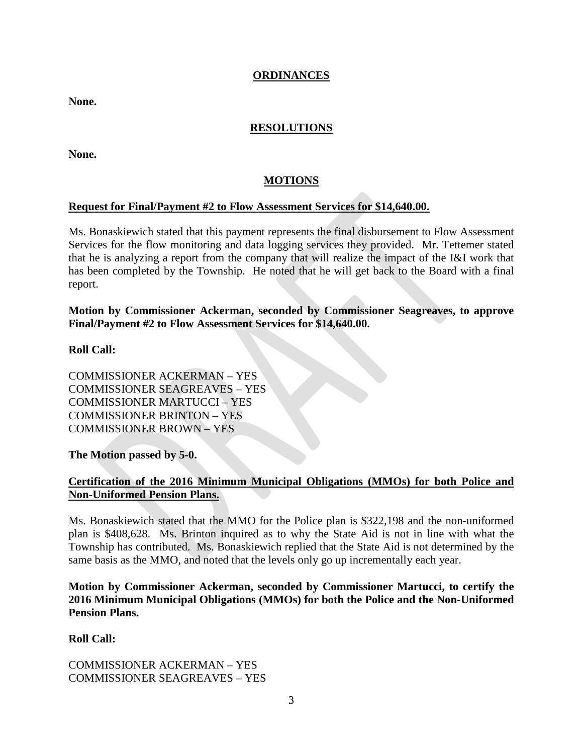## ORDINANCES

**None.**

## RESOLUTIONS

**None.**

## MOTIONS

**Request for Final/Payment #2 to Flow Assessment Services for $14,640.00.**

Ms. Bonaskiewich stated that this payment represents the final disbursement to Flow Assessment Services for the flow monitoring and data logging services they provided. Mr. Tettemer stated that he is analyzing a report from the company that will realize the impact of the I&I work that has been completed by the Township. He noted that he will get back to the Board with a final report.

**Motion by Commissioner Ackerman, seconded by Commissioner Seagreaves, to approve Final/Payment #2 to Flow Assessment Services for $14,640.00.**

**Roll Call:**

COMMISSIONER ACKERMAN – YES
COMMISSIONER SEAGREAVES – YES
COMMISSIONER MARTUCCI – YES
COMMISSIONER BRINTON – YES
COMMISSIONER BROWN – YES

**The Motion passed by 5-0.**

**Certification of the 2016 Minimum Municipal Obligations (MMOs) for both Police and Non-Uniformed Pension Plans.**

Ms. Bonaskiewich stated that the MMO for the Police plan is $322,198 and the non-uniformed plan is $408,628. Ms. Brinton inquired as to why the State Aid is not in line with what the Township has contributed. Ms. Bonaskiewich replied that the State Aid is not determined by the same basis as the MMO, and noted that the levels only go up incrementally each year.

**Motion by Commissioner Ackerman, seconded by Commissioner Martucci, to certify the 2016 Minimum Municipal Obligations (MMOs) for both the Police and the Non-Uniformed Pension Plans.**

**Roll Call:**

COMMISSIONER ACKERMAN – YES
COMMISSIONER SEAGREAVES – YES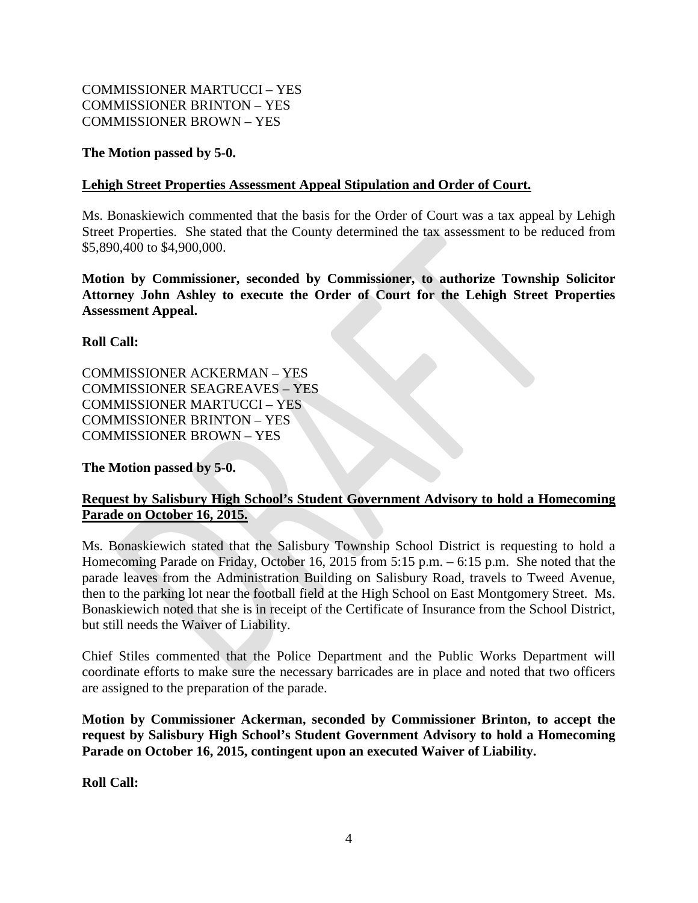COMMISSIONER MARTUCCI – YES
COMMISSIONER BRINTON – YES
COMMISSIONER BROWN – YES

**The Motion passed by 5-0.**

**Lehigh Street Properties Assessment Appeal Stipulation and Order of Court.**

Ms. Bonaskiewich commented that the basis for the Order of Court was a tax appeal by Lehigh Street Properties. She stated that the County determined the tax assessment to be reduced from $5,890,400 to $4,900,000.

**Motion by Commissioner, seconded by Commissioner, to authorize Township Solicitor Attorney John Ashley to execute the Order of Court for the Lehigh Street Properties Assessment Appeal.**

**Roll Call:**

COMMISSIONER ACKERMAN – YES
COMMISSIONER SEAGREAVES – YES
COMMISSIONER MARTUCCI – YES
COMMISSIONER BRINTON – YES
COMMISSIONER BROWN – YES

**The Motion passed by 5-0.**

**Request by Salisbury High School's Student Government Advisory to hold a Homecoming Parade on October 16, 2015.**

Ms. Bonaskiewich stated that the Salisbury Township School District is requesting to hold a Homecoming Parade on Friday, October 16, 2015 from 5:15 p.m. – 6:15 p.m. She noted that the parade leaves from the Administration Building on Salisbury Road, travels to Tweed Avenue, then to the parking lot near the football field at the High School on East Montgomery Street. Ms. Bonaskiewich noted that she is in receipt of the Certificate of Insurance from the School District, but still needs the Waiver of Liability.

Chief Stiles commented that the Police Department and the Public Works Department will coordinate efforts to make sure the necessary barricades are in place and noted that two officers are assigned to the preparation of the parade.

**Motion by Commissioner Ackerman, seconded by Commissioner Brinton, to accept the request by Salisbury High School's Student Government Advisory to hold a Homecoming Parade on October 16, 2015, contingent upon an executed Waiver of Liability.**

**Roll Call:**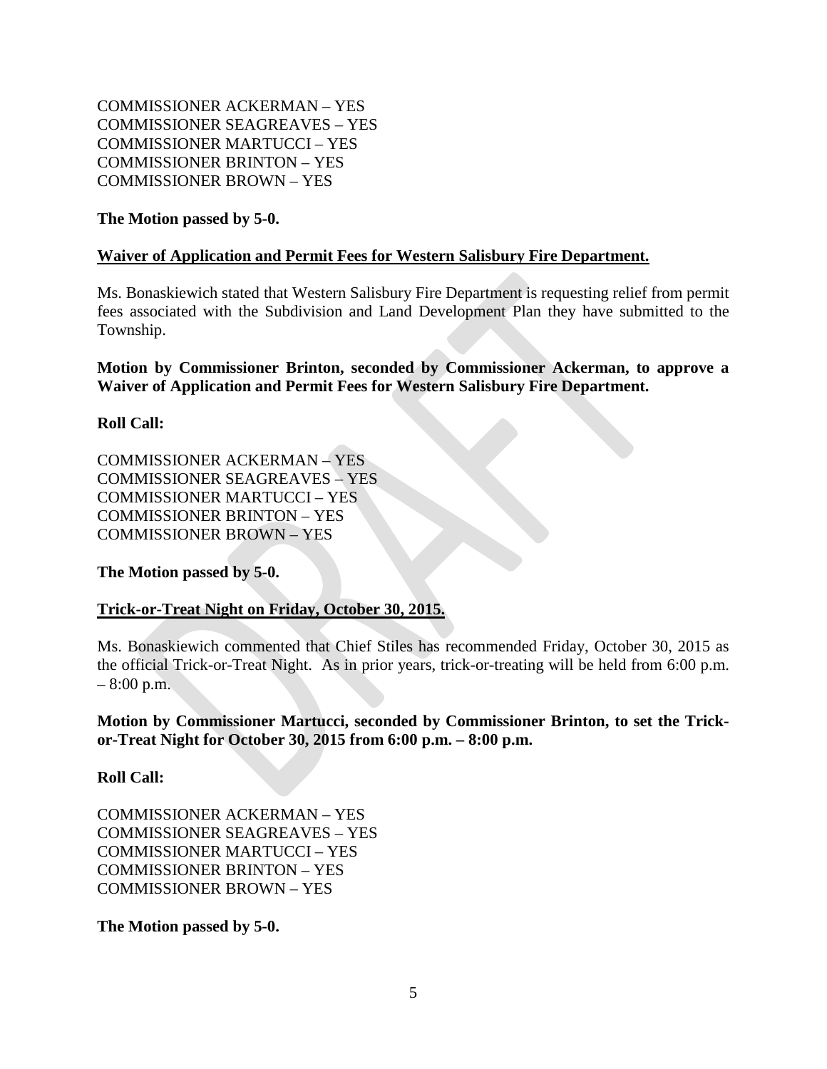COMMISSIONER ACKERMAN – YES
COMMISSIONER SEAGREAVES – YES
COMMISSIONER MARTUCCI – YES
COMMISSIONER BRINTON – YES
COMMISSIONER BROWN – YES

**The Motion passed by 5-0.**

**Waiver of Application and Permit Fees for Western Salisbury Fire Department.**

Ms. Bonaskiewich stated that Western Salisbury Fire Department is requesting relief from permit fees associated with the Subdivision and Land Development Plan they have submitted to the Township.

**Motion by Commissioner Brinton, seconded by Commissioner Ackerman, to approve a Waiver of Application and Permit Fees for Western Salisbury Fire Department.**

**Roll Call:**

COMMISSIONER ACKERMAN – YES
COMMISSIONER SEAGREAVES – YES
COMMISSIONER MARTUCCI – YES
COMMISSIONER BRINTON – YES
COMMISSIONER BROWN – YES

**The Motion passed by 5-0.**

**Trick-or-Treat Night on Friday, October 30, 2015.**

Ms. Bonaskiewich commented that Chief Stiles has recommended Friday, October 30, 2015 as the official Trick-or-Treat Night. As in prior years, trick-or-treating will be held from 6:00 p.m. – 8:00 p.m.

**Motion by Commissioner Martucci, seconded by Commissioner Brinton, to set the Trick-or-Treat Night for October 30, 2015 from 6:00 p.m. – 8:00 p.m.**

**Roll Call:**

COMMISSIONER ACKERMAN – YES
COMMISSIONER SEAGREAVES – YES
COMMISSIONER MARTUCCI – YES
COMMISSIONER BRINTON – YES
COMMISSIONER BROWN – YES

**The Motion passed by 5-0.**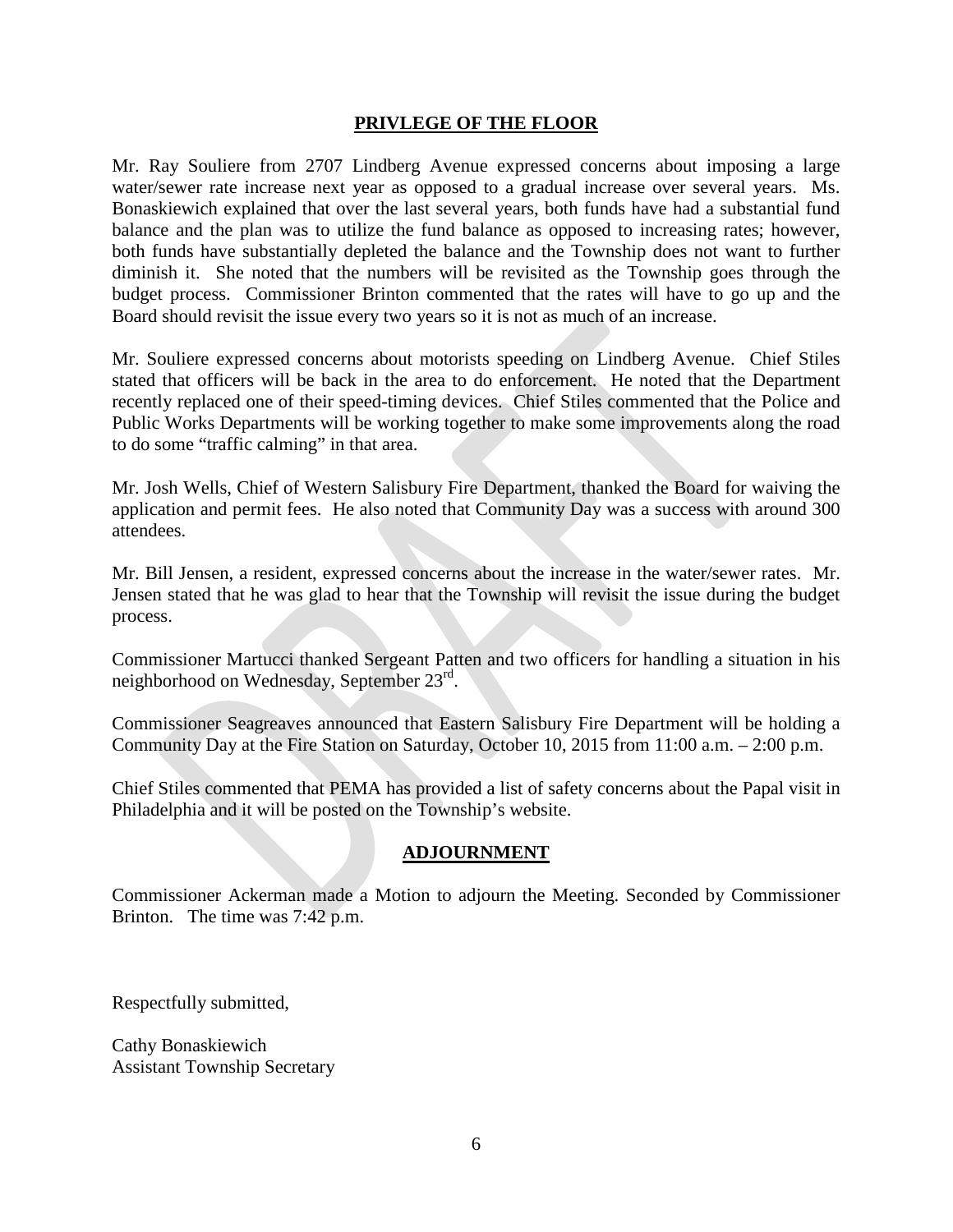## PRIVLEGE OF THE FLOOR

Mr. Ray Souliere from 2707 Lindberg Avenue expressed concerns about imposing a large water/sewer rate increase next year as opposed to a gradual increase over several years. Ms. Bonaskiewich explained that over the last several years, both funds have had a substantial fund balance and the plan was to utilize the fund balance as opposed to increasing rates; however, both funds have substantially depleted the balance and the Township does not want to further diminish it. She noted that the numbers will be revisited as the Township goes through the budget process. Commissioner Brinton commented that the rates will have to go up and the Board should revisit the issue every two years so it is not as much of an increase.

Mr. Souliere expressed concerns about motorists speeding on Lindberg Avenue. Chief Stiles stated that officers will be back in the area to do enforcement. He noted that the Department recently replaced one of their speed-timing devices. Chief Stiles commented that the Police and Public Works Departments will be working together to make some improvements along the road to do some "traffic calming" in that area.

Mr. Josh Wells, Chief of Western Salisbury Fire Department, thanked the Board for waiving the application and permit fees. He also noted that Community Day was a success with around 300 attendees.

Mr. Bill Jensen, a resident, expressed concerns about the increase in the water/sewer rates. Mr. Jensen stated that he was glad to hear that the Township will revisit the issue during the budget process.

Commissioner Martucci thanked Sergeant Patten and two officers for handling a situation in his neighborhood on Wednesday, September 23rd.

Commissioner Seagreaves announced that Eastern Salisbury Fire Department will be holding a Community Day at the Fire Station on Saturday, October 10, 2015 from 11:00 a.m. – 2:00 p.m.

Chief Stiles commented that PEMA has provided a list of safety concerns about the Papal visit in Philadelphia and it will be posted on the Township's website.

## ADJOURNMENT

Commissioner Ackerman made a Motion to adjourn the Meeting. Seconded by Commissioner Brinton. The time was 7:42 p.m.

Respectfully submitted,

Cathy Bonaskiewich
Assistant Township Secretary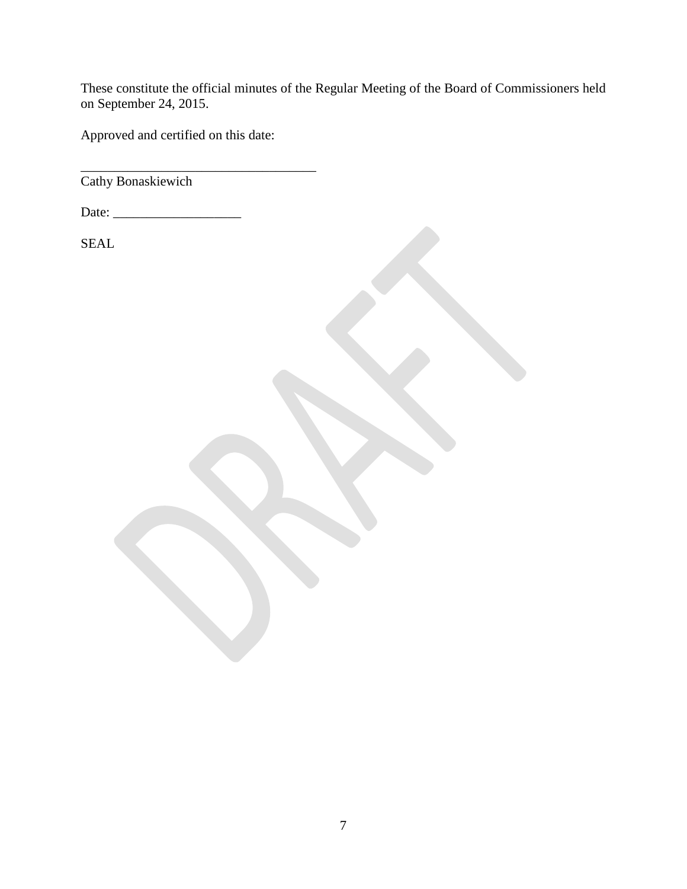These constitute the official minutes of the Regular Meeting of the Board of Commissioners held on September 24, 2015.

Approved and certified on this date:

____________________________________
Cathy Bonaskiewich

Date: ___________________

SEAL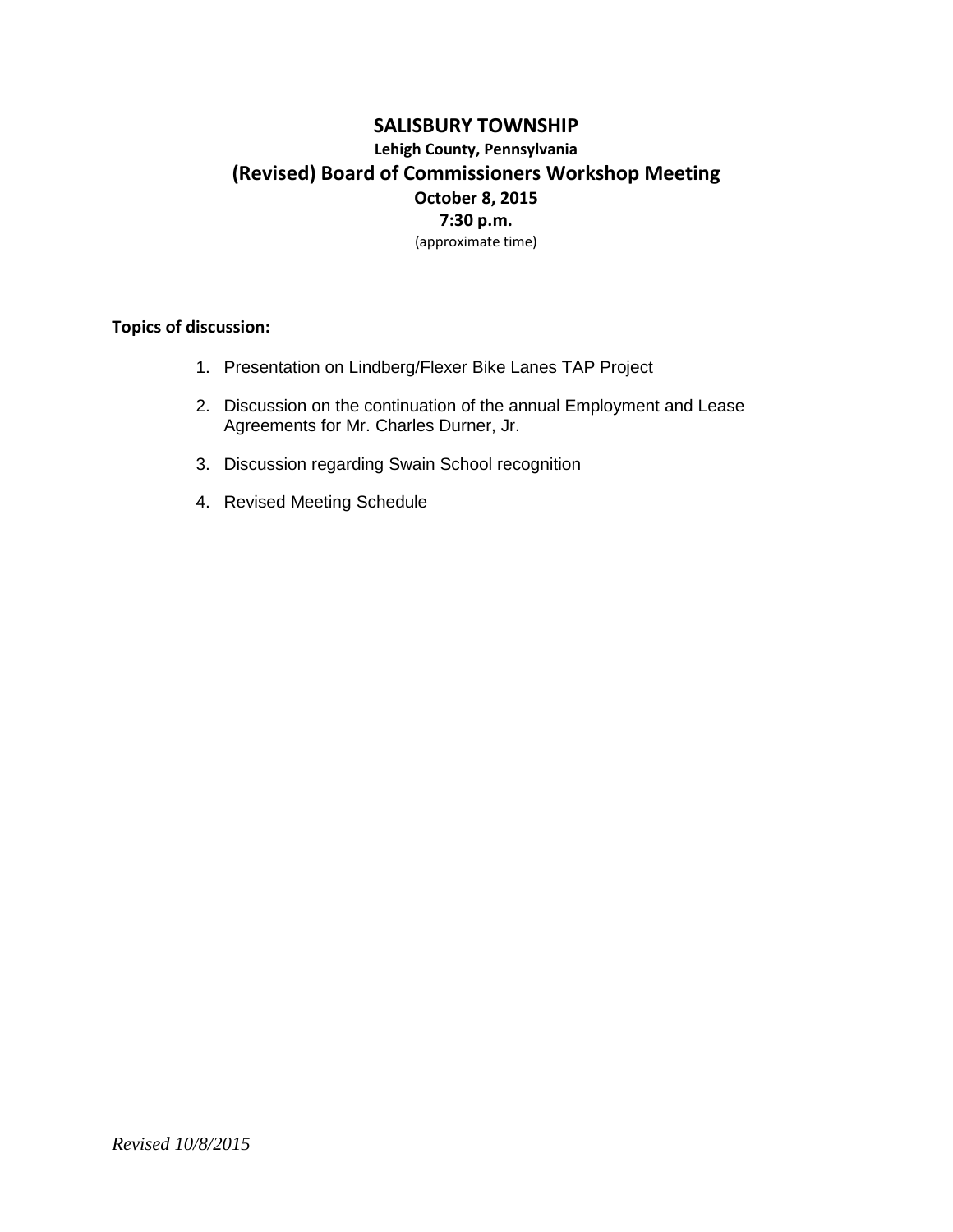# SALISBURY TOWNSHIP

**Lehigh County, Pennsylvania**

## (Revised) Board of Commissioners Workshop Meeting

**October 8, 2015**

**7:30 p.m.**

(approximate time)

**Topics of discussion:**

1. Presentation on Lindberg/Flexer Bike Lanes TAP Project
2. Discussion on the continuation of the annual Employment and Lease Agreements for Mr. Charles Durner, Jr.
3. Discussion regarding Swain School recognition
4. Revised Meeting Schedule

*Revised 10/8/2015*